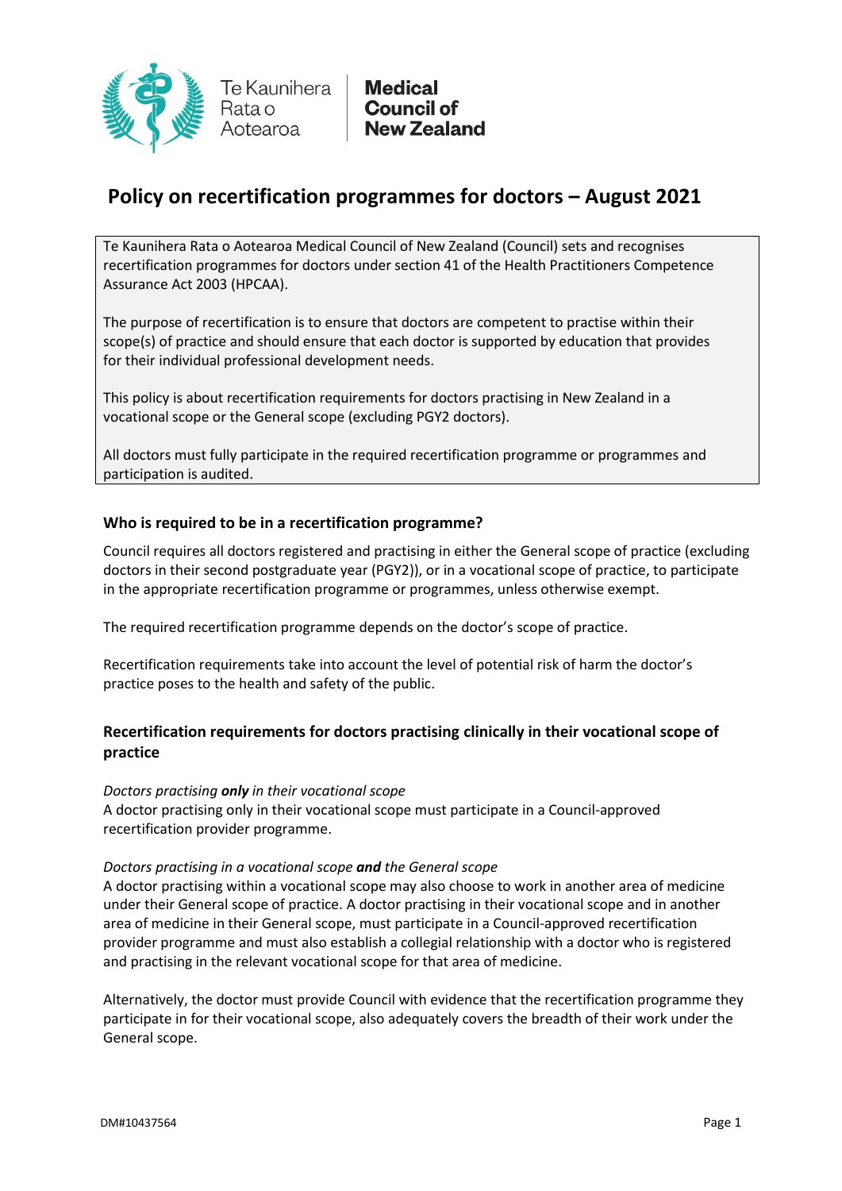Te Kaunihera Rata o Aotearoa | **Medical Council of New Zealand**

# Policy on recertification programmes for doctors – August 2021

Te Kaunihera Rata o Aotearoa Medical Council of New Zealand (Council) sets and recognises recertification programmes for doctors under section 41 of the Health Practitioners Competence Assurance Act 2003 (HPCAA).

The purpose of recertification is to ensure that doctors are competent to practise within their scope(s) of practice and should ensure that each doctor is supported by education that provides for their individual professional development needs.

This policy is about recertification requirements for doctors practising in New Zealand in a vocational scope or the General scope (excluding PGY2 doctors).

All doctors must fully participate in the required recertification programme or programmes and participation is audited.

## Who is required to be in a recertification programme?

Council requires all doctors registered and practising in either the General scope of practice (excluding doctors in their second postgraduate year (PGY2)), or in a vocational scope of practice, to participate in the appropriate recertification programme or programmes, unless otherwise exempt.

The required recertification programme depends on the doctor's scope of practice.

Recertification requirements take into account the level of potential risk of harm the doctor's practice poses to the health and safety of the public.

## Recertification requirements for doctors practising clinically in their vocational scope of practice

*Doctors practising* ***only*** *in their vocational scope*
A doctor practising only in their vocational scope must participate in a Council-approved recertification provider programme.

*Doctors practising in a vocational scope* ***and*** *the General scope*
A doctor practising within a vocational scope may also choose to work in another area of medicine under their General scope of practice. A doctor practising in their vocational scope and in another area of medicine in their General scope, must participate in a Council-approved recertification provider programme and must also establish a collegial relationship with a doctor who is registered and practising in the relevant vocational scope for that area of medicine.

Alternatively, the doctor must provide Council with evidence that the recertification programme they participate in for their vocational scope, also adequately covers the breadth of their work under the General scope.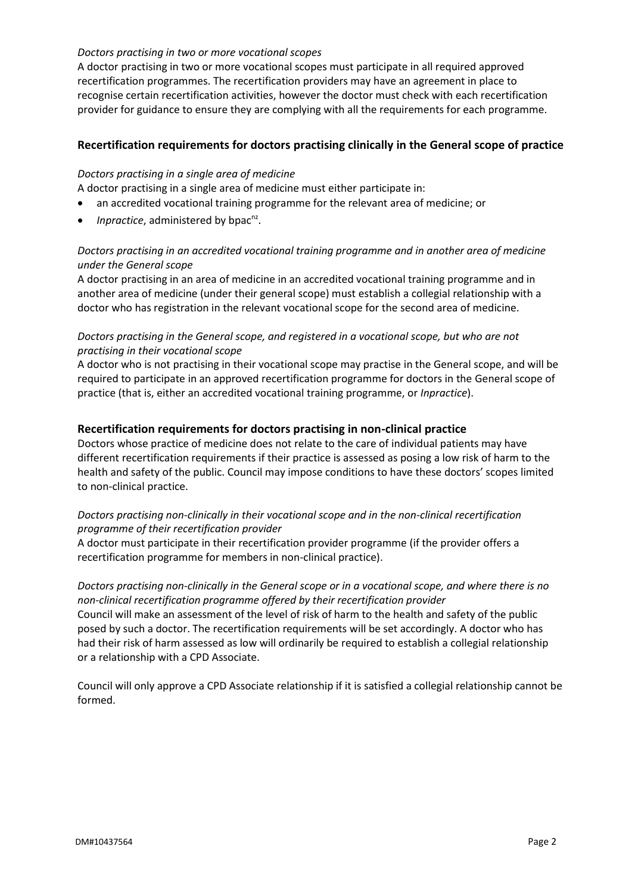*Doctors practising in two or more vocational scopes*

A doctor practising in two or more vocational scopes must participate in all required approved recertification programmes. The recertification providers may have an agreement in place to recognise certain recertification activities, however the doctor must check with each recertification provider for guidance to ensure they are complying with all the requirements for each programme.

## Recertification requirements for doctors practising clinically in the General scope of practice

*Doctors practising in a single area of medicine*

A doctor practising in a single area of medicine must either participate in:

- an accredited vocational training programme for the relevant area of medicine; or
- *Inpractice*, administered by bpac$^{nz}$.

*Doctors practising in an accredited vocational training programme and in another area of medicine under the General scope*

A doctor practising in an area of medicine in an accredited vocational training programme and in another area of medicine (under their general scope) must establish a collegial relationship with a doctor who has registration in the relevant vocational scope for the second area of medicine.

*Doctors practising in the General scope, and registered in a vocational scope, but who are not practising in their vocational scope*

A doctor who is not practising in their vocational scope may practise in the General scope, and will be required to participate in an approved recertification programme for doctors in the General scope of practice (that is, either an accredited vocational training programme, or *Inpractice*).

## Recertification requirements for doctors practising in non-clinical practice

Doctors whose practice of medicine does not relate to the care of individual patients may have different recertification requirements if their practice is assessed as posing a low risk of harm to the health and safety of the public. Council may impose conditions to have these doctors' scopes limited to non-clinical practice.

*Doctors practising non-clinically in their vocational scope and in the non-clinical recertification programme of their recertification provider*

A doctor must participate in their recertification provider programme (if the provider offers a recertification programme for members in non-clinical practice).

*Doctors practising non-clinically in the General scope or in a vocational scope, and where there is no non-clinical recertification programme offered by their recertification provider*

Council will make an assessment of the level of risk of harm to the health and safety of the public posed by such a doctor. The recertification requirements will be set accordingly. A doctor who has had their risk of harm assessed as low will ordinarily be required to establish a collegial relationship or a relationship with a CPD Associate.

Council will only approve a CPD Associate relationship if it is satisfied a collegial relationship cannot be formed.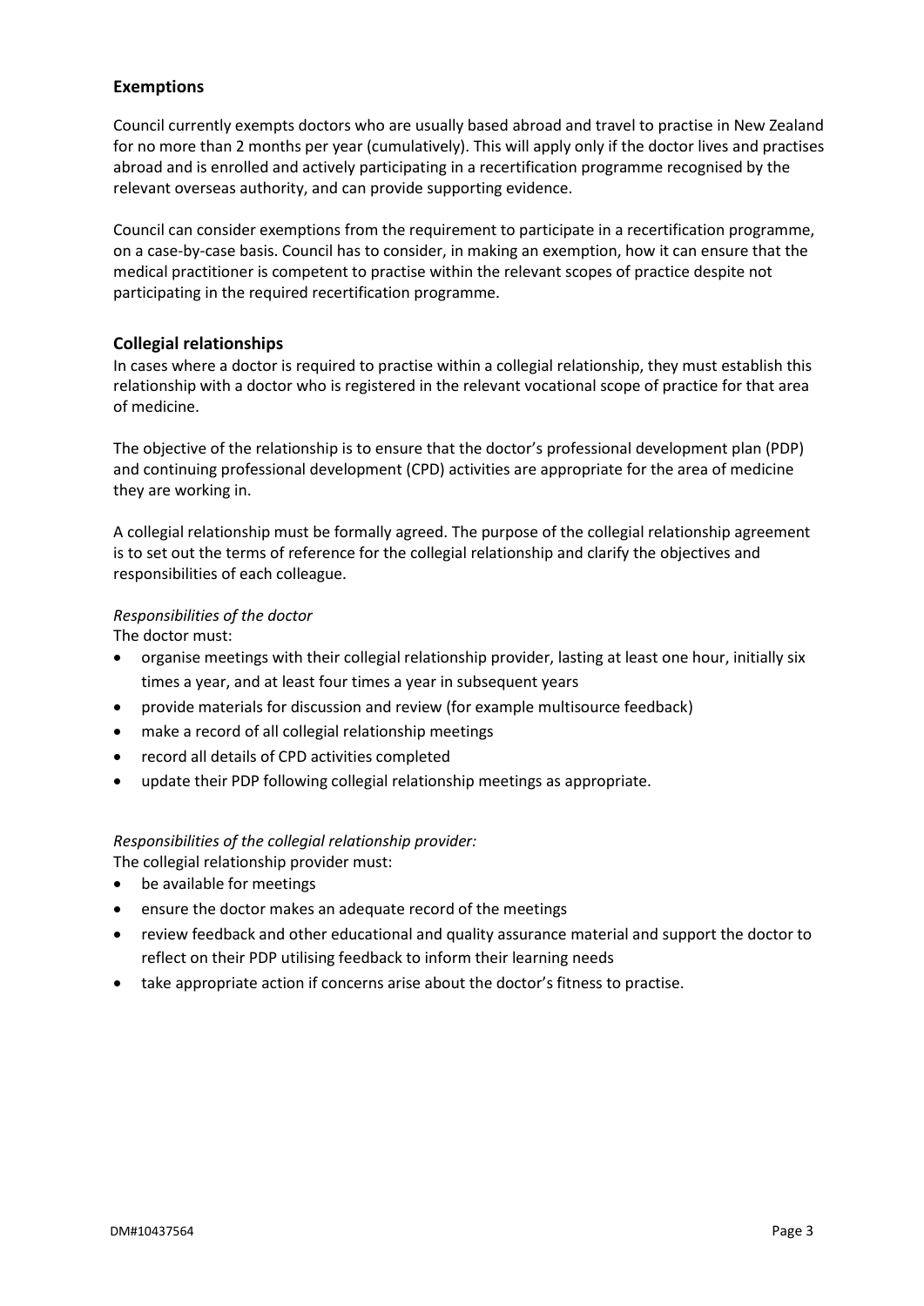## Exemptions

Council currently exempts doctors who are usually based abroad and travel to practise in New Zealand for no more than 2 months per year (cumulatively). This will apply only if the doctor lives and practises abroad and is enrolled and actively participating in a recertification programme recognised by the relevant overseas authority, and can provide supporting evidence.

Council can consider exemptions from the requirement to participate in a recertification programme, on a case-by-case basis. Council has to consider, in making an exemption, how it can ensure that the medical practitioner is competent to practise within the relevant scopes of practice despite not participating in the required recertification programme.

## Collegial relationships

In cases where a doctor is required to practise within a collegial relationship, they must establish this relationship with a doctor who is registered in the relevant vocational scope of practice for that area of medicine.

The objective of the relationship is to ensure that the doctor's professional development plan (PDP) and continuing professional development (CPD) activities are appropriate for the area of medicine they are working in.

A collegial relationship must be formally agreed. The purpose of the collegial relationship agreement is to set out the terms of reference for the collegial relationship and clarify the objectives and responsibilities of each colleague.

*Responsibilities of the doctor*

The doctor must:

- organise meetings with their collegial relationship provider, lasting at least one hour, initially six times a year, and at least four times a year in subsequent years
- provide materials for discussion and review (for example multisource feedback)
- make a record of all collegial relationship meetings
- record all details of CPD activities completed
- update their PDP following collegial relationship meetings as appropriate.

*Responsibilities of the collegial relationship provider:*

The collegial relationship provider must:

- be available for meetings
- ensure the doctor makes an adequate record of the meetings
- review feedback and other educational and quality assurance material and support the doctor to reflect on their PDP utilising feedback to inform their learning needs
- take appropriate action if concerns arise about the doctor's fitness to practise.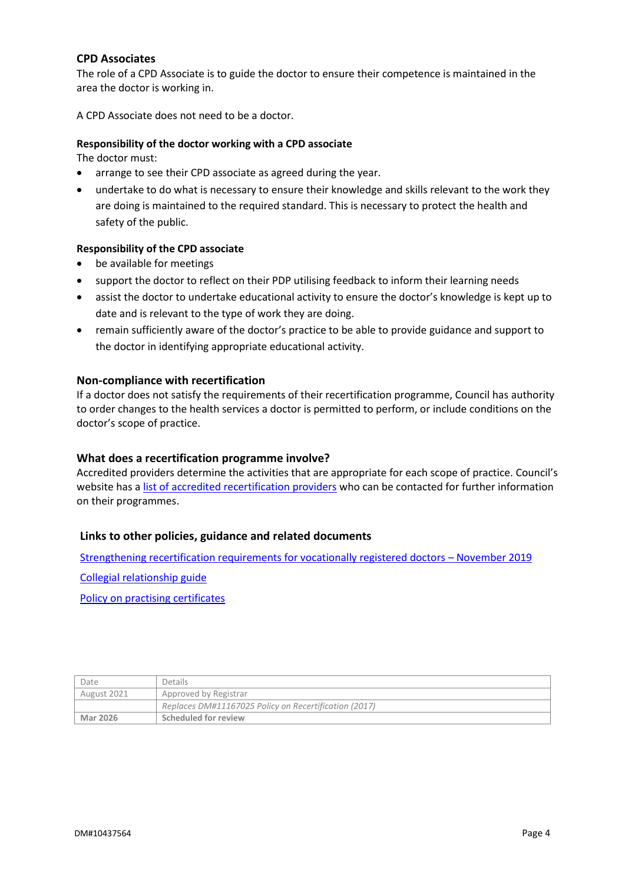## CPD Associates

The role of a CPD Associate is to guide the doctor to ensure their competence is maintained in the area the doctor is working in.

A CPD Associate does not need to be a doctor.

### Responsibility of the doctor working with a CPD associate

The doctor must:

- arrange to see their CPD associate as agreed during the year.
- undertake to do what is necessary to ensure their knowledge and skills relevant to the work they are doing is maintained to the required standard. This is necessary to protect the health and safety of the public.

### Responsibility of the CPD associate

- be available for meetings
- support the doctor to reflect on their PDP utilising feedback to inform their learning needs
- assist the doctor to undertake educational activity to ensure the doctor's knowledge is kept up to date and is relevant to the type of work they are doing.
- remain sufficiently aware of the doctor's practice to be able to provide guidance and support to the doctor in identifying appropriate educational activity.

## Non-compliance with recertification

If a doctor does not satisfy the requirements of their recertification programme, Council has authority to order changes to the health services a doctor is permitted to perform, or include conditions on the doctor's scope of practice.

## What does a recertification programme involve?

Accredited providers determine the activities that are appropriate for each scope of practice. Council's website has a list of accredited recertification providers who can be contacted for further information on their programmes.

## Links to other policies, guidance and related documents

Strengthening recertification requirements for vocationally registered doctors – November 2019

Collegial relationship guide

Policy on practising certificates

| Date | Details |
|---|---|
| August 2021 | Approved by Registrar |
| | *Replaces DM#11167025 Policy on Recertification (2017)* |
| **Mar 2026** | **Scheduled for review** |

DM#10437564